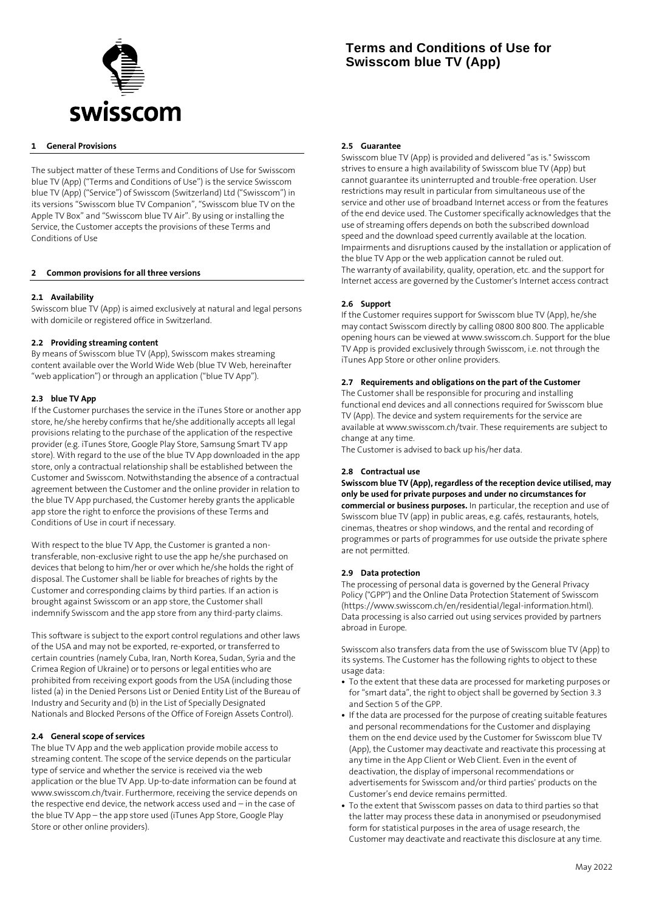# Terms and Conditions of Use for Swisscom blue TV (App)

## 1 General Provisions

The subject matter of these Terms and Conditions of Use for Swisscom blue TV (App) ("Terms and Conditions of Use") is the service Swisscom blue TV (App) ("Service") of Swisscom (Switzerland) Ltd ("Swisscom") in its versions "Swisscom blue TV Companion", "Swisscom blue TV on the Apple TV Box" and "Swisscom blue TV Air". By using or installing the Service, the Customer accepts the provisions of these Terms and Conditions of Use

## 2 Common provisions for all three versions

### 2.1 Availability

Swisscom blue TV (App) is aimed exclusively at natural and legal persons with domicile or registered office in Switzerland.

### 2.2 Providing streaming content

By means of Swisscom blue TV (App), Swisscom makes streaming content available over the World Wide Web (blue TV Web, hereinafter "web application") or through an application ("blue TV App").

### 2.3 blue TV App

If the Customer purchases the service in the iTunes Store or another app store, he/she hereby confirms that he/she additionally accepts all legal provisions relating to the purchase of the application of the respective provider (e.g. iTunes Store, Google Play Store, Samsung Smart TV app store). With regard to the use of the blue TV App downloaded in the app store, only a contractual relationship shall be established between the Customer and Swisscom. Notwithstanding the absence of a contractual agreement between the Customer and the online provider in relation to the blue TV App purchased, the Customer hereby grants the applicable app store the right to enforce the provisions of these Terms and Conditions of Use in court if necessary.

With respect to the blue TV App, the Customer is granted a non-transferable, non-exclusive right to use the app he/she purchased on devices that belong to him/her or over which he/she holds the right of disposal. The Customer shall be liable for breaches of rights by the Customer and corresponding claims by third parties. If an action is brought against Swisscom or an app store, the Customer shall indemnify Swisscom and the app store from any third-party claims.

This software is subject to the export control regulations and other laws of the USA and may not be exported, re-exported, or transferred to certain countries (namely Cuba, Iran, North Korea, Sudan, Syria and the Crimea Region of Ukraine) or to persons or legal entities who are prohibited from receiving export goods from the USA (including those listed (a) in the Denied Persons List or Denied Entity List of the Bureau of Industry and Security and (b) in the List of Specially Designated Nationals and Blocked Persons of the Office of Foreign Assets Control).

### 2.4 General scope of services

The blue TV App and the web application provide mobile access to streaming content. The scope of the service depends on the particular type of service and whether the service is received via the web application or the blue TV App. Up-to-date information can be found at www.swisscom.ch/tvair. Furthermore, receiving the service depends on the respective end device, the network access used and – in the case of the blue TV App – the app store used (iTunes App Store, Google Play Store or other online providers).

### 2.5 Guarantee

Swisscom blue TV (App) is provided and delivered "as is." Swisscom strives to ensure a high availability of Swisscom blue TV (App) but cannot guarantee its uninterrupted and trouble-free operation. User restrictions may result in particular from simultaneous use of the service and other use of broadband Internet access or from the features of the end device used. The Customer specifically acknowledges that the use of streaming offers depends on both the subscribed download speed and the download speed currently available at the location. Impairments and disruptions caused by the installation or application of the blue TV App or the web application cannot be ruled out.
The warranty of availability, quality, operation, etc. and the support for Internet access are governed by the Customer's Internet access contract

### 2.6 Support

If the Customer requires support for Swisscom blue TV (App), he/she may contact Swisscom directly by calling 0800 800 800. The applicable opening hours can be viewed at www.swisscom.ch. Support for the blue TV App is provided exclusively through Swisscom, i.e. not through the iTunes App Store or other online providers.

### 2.7 Requirements and obligations on the part of the Customer

The Customer shall be responsible for procuring and installing functional end devices and all connections required for Swisscom blue TV (App). The device and system requirements for the service are available at www.swisscom.ch/tvair. These requirements are subject to change at any time.
The Customer is advised to back up his/her data.

### 2.8 Contractual use

**Swisscom blue TV (App), regardless of the reception device utilised, may only be used for private purposes and under no circumstances for commercial or business purposes.** In particular, the reception and use of Swisscom blue TV (app) in public areas, e.g. cafés, restaurants, hotels, cinemas, theatres or shop windows, and the rental and recording of programmes or parts of programmes for use outside the private sphere are not permitted.

### 2.9 Data protection

The processing of personal data is governed by the General Privacy Policy ("GPP") and the Online Data Protection Statement of Swisscom (https://www.swisscom.ch/en/residential/legal-information.html). Data processing is also carried out using services provided by partners abroad in Europe.

Swisscom also transfers data from the use of Swisscom blue TV (App) to its systems. The Customer has the following rights to object to these usage data:

- To the extent that these data are processed for marketing purposes or for "smart data", the right to object shall be governed by Section 3.3 and Section 5 of the GPP.
- If the data are processed for the purpose of creating suitable features and personal recommendations for the Customer and displaying them on the end device used by the Customer for Swisscom blue TV (App), the Customer may deactivate and reactivate this processing at any time in the App Client or Web Client. Even in the event of deactivation, the display of impersonal recommendations or advertisements for Swisscom and/or third parties' products on the Customer's end device remains permitted.
- To the extent that Swisscom passes on data to third parties so that the latter may process these data in anonymised or pseudonymised form for statistical purposes in the area of usage research, the Customer may deactivate and reactivate this disclosure at any time.

May 2022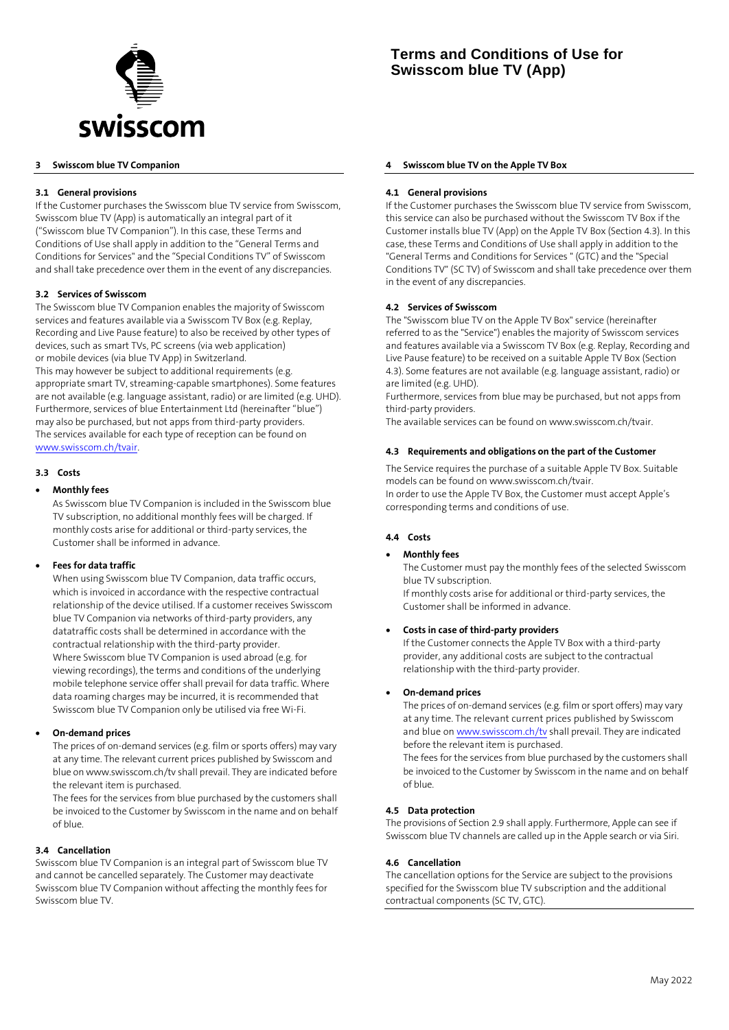# Terms and Conditions of Use for Swisscom blue TV (App)

## 3 Swisscom blue TV Companion

### 3.1 General provisions

If the Customer purchases the Swisscom blue TV service from Swisscom, Swisscom blue TV (App) is automatically an integral part of it ("Swisscom blue TV Companion"). In this case, these Terms and Conditions of Use shall apply in addition to the "General Terms and Conditions for Services" and the "Special Conditions TV" of Swisscom and shall take precedence over them in the event of any discrepancies.

### 3.2 Services of Swisscom

The Swisscom blue TV Companion enables the majority of Swisscom services and features available via a Swisscom TV Box (e.g. Replay, Recording and Live Pause feature) to also be received by other types of devices, such as smart TVs, PC screens (via web application) or mobile devices (via blue TV App) in Switzerland.
This may however be subject to additional requirements (e.g. appropriate smart TV, streaming-capable smartphones). Some features are not available (e.g. language assistant, radio) or are limited (e.g. UHD).
Furthermore, services of blue Entertainment Ltd (hereinafter "blue") may also be purchased, but not apps from third-party providers.
The services available for each type of reception can be found on www.swisscom.ch/tvair.

### 3.3 Costs

- **Monthly fees**
  As Swisscom blue TV Companion is included in the Swisscom blue TV subscription, no additional monthly fees will be charged. If monthly costs arise for additional or third-party services, the Customer shall be informed in advance.

- **Fees for data traffic**
  When using Swisscom blue TV Companion, data traffic occurs, which is invoiced in accordance with the respective contractual relationship of the device utilised. If a customer receives Swisscom blue TV Companion via networks of third-party providers, any datatraffic costs shall be determined in accordance with the contractual relationship with the third-party provider.
  Where Swisscom blue TV Companion is used abroad (e.g. for viewing recordings), the terms and conditions of the underlying mobile telephone service offer shall prevail for data traffic. Where data roaming charges may be incurred, it is recommended that Swisscom blue TV Companion only be utilised via free Wi-Fi.

- **On-demand prices**
  The prices of on-demand services (e.g. film or sports offers) may vary at any time. The relevant current prices published by Swisscom and blue on www.swisscom.ch/tv shall prevail. They are indicated before the relevant item is purchased.
  The fees for the services from blue purchased by the customers shall be invoiced to the Customer by Swisscom in the name and on behalf of blue.

### 3.4 Cancellation

Swisscom blue TV Companion is an integral part of Swisscom blue TV and cannot be cancelled separately. The Customer may deactivate Swisscom blue TV Companion without affecting the monthly fees for Swisscom blue TV.

## 4 Swisscom blue TV on the Apple TV Box

### 4.1 General provisions

If the Customer purchases the Swisscom blue TV service from Swisscom, this service can also be purchased without the Swisscom TV Box if the Customer installs blue TV (App) on the Apple TV Box (Section 4.3). In this case, these Terms and Conditions of Use shall apply in addition to the "General Terms and Conditions for Services " (GTC) and the "Special Conditions TV" (SC TV) of Swisscom and shall take precedence over them in the event of any discrepancies.

### 4.2 Services of Swisscom

The "Swisscom blue TV on the Apple TV Box" service (hereinafter referred to as the "Service") enables the majority of Swisscom services and features available via a Swisscom TV Box (e.g. Replay, Recording and Live Pause feature) to be received on a suitable Apple TV Box (Section 4.3). Some features are not available (e.g. language assistant, radio) or are limited (e.g. UHD).
Furthermore, services from blue may be purchased, but not apps from third-party providers.
The available services can be found on www.swisscom.ch/tvair.

### 4.3 Requirements and obligations on the part of the Customer

The Service requires the purchase of a suitable Apple TV Box. Suitable models can be found on www.swisscom.ch/tvair.
In order to use the Apple TV Box, the Customer must accept Apple's corresponding terms and conditions of use.

### 4.4 Costs

- **Monthly fees**
  The Customer must pay the monthly fees of the selected Swisscom blue TV subscription.
  If monthly costs arise for additional or third-party services, the Customer shall be informed in advance.

- **Costs in case of third-party providers**
  If the Customer connects the Apple TV Box with a third-party provider, any additional costs are subject to the contractual relationship with the third-party provider.

- **On-demand prices**
  The prices of on-demand services (e.g. film or sport offers) may vary at any time. The relevant current prices published by Swisscom and blue on www.swisscom.ch/tv shall prevail. They are indicated before the relevant item is purchased.
  The fees for the services from blue purchased by the customers shall be invoiced to the Customer by Swisscom in the name and on behalf of blue.

### 4.5 Data protection

The provisions of Section 2.9 shall apply. Furthermore, Apple can see if Swisscom blue TV channels are called up in the Apple search or via Siri.

### 4.6 Cancellation

The cancellation options for the Service are subject to the provisions specified for the Swisscom blue TV subscription and the additional contractual components (SC TV, GTC).

May 2022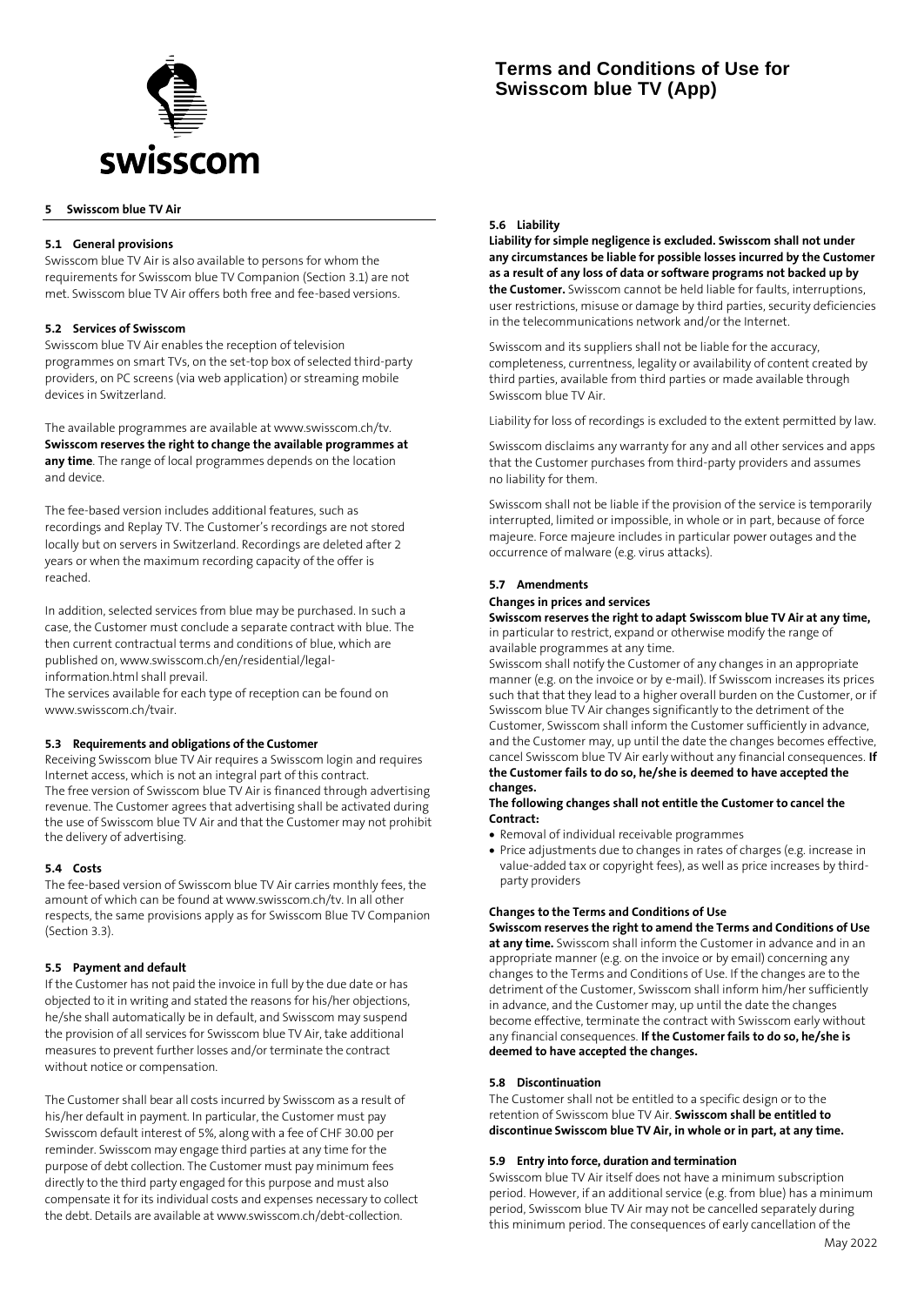## 5 Swisscom blue TV Air

### 5.1 General provisions

Swisscom blue TV Air is also available to persons for whom the requirements for Swisscom blue TV Companion (Section 3.1) are not met. Swisscom blue TV Air offers both free and fee-based versions.

### 5.2 Services of Swisscom

Swisscom blue TV Air enables the reception of television programmes on smart TVs, on the set-top box of selected third-party providers, on PC screens (via web application) or streaming mobile devices in Switzerland.

The available programmes are available at www.swisscom.ch/tv. **Swisscom reserves the right to change the available programmes at any time**. The range of local programmes depends on the location and device.

The fee-based version includes additional features, such as recordings and Replay TV. The Customer's recordings are not stored locally but on servers in Switzerland. Recordings are deleted after 2 years or when the maximum recording capacity of the offer is reached.

In addition, selected services from blue may be purchased. In such a case, the Customer must conclude a separate contract with blue. The then current contractual terms and conditions of blue, which are published on, www.swisscom.ch/en/residential/legal-information.html shall prevail.
The services available for each type of reception can be found on www.swisscom.ch/tvair.

### 5.3 Requirements and obligations of the Customer

Receiving Swisscom blue TV Air requires a Swisscom login and requires Internet access, which is not an integral part of this contract.
The free version of Swisscom blue TV Air is financed through advertising revenue. The Customer agrees that advertising shall be activated during the use of Swisscom blue TV Air and that the Customer may not prohibit the delivery of advertising.

### 5.4 Costs

The fee-based version of Swisscom blue TV Air carries monthly fees, the amount of which can be found at www.swisscom.ch/tv. In all other respects, the same provisions apply as for Swisscom Blue TV Companion (Section 3.3).

### 5.5 Payment and default

If the Customer has not paid the invoice in full by the due date or has objected to it in writing and stated the reasons for his/her objections, he/she shall automatically be in default, and Swisscom may suspend the provision of all services for Swisscom blue TV Air, take additional measures to prevent further losses and/or terminate the contract without notice or compensation.

The Customer shall bear all costs incurred by Swisscom as a result of his/her default in payment. In particular, the Customer must pay Swisscom default interest of 5%, along with a fee of CHF 30.00 per reminder. Swisscom may engage third parties at any time for the purpose of debt collection. The Customer must pay minimum fees directly to the third party engaged for this purpose and must also compensate it for its individual costs and expenses necessary to collect the debt. Details are available at www.swisscom.ch/debt-collection.

### 5.6 Liability

**Liability for simple negligence is excluded. Swisscom shall not under any circumstances be liable for possible losses incurred by the Customer as a result of any loss of data or software programs not backed up by the Customer.** Swisscom cannot be held liable for faults, interruptions, user restrictions, misuse or damage by third parties, security deficiencies in the telecommunications network and/or the Internet.

Swisscom and its suppliers shall not be liable for the accuracy, completeness, currentness, legality or availability of content created by third parties, available from third parties or made available through Swisscom blue TV Air.

Liability for loss of recordings is excluded to the extent permitted by law.

Swisscom disclaims any warranty for any and all other services and apps that the Customer purchases from third-party providers and assumes no liability for them.

Swisscom shall not be liable if the provision of the service is temporarily interrupted, limited or impossible, in whole or in part, because of force majeure. Force majeure includes in particular power outages and the occurrence of malware (e.g. virus attacks).

### 5.7 Amendments

**Changes in prices and services**

**Swisscom reserves the right to adapt Swisscom blue TV Air at any time,** in particular to restrict, expand or otherwise modify the range of available programmes at any time.
Swisscom shall notify the Customer of any changes in an appropriate manner (e.g. on the invoice or by e-mail). If Swisscom increases its prices such that that they lead to a higher overall burden on the Customer, or if Swisscom blue TV Air changes significantly to the detriment of the Customer, Swisscom shall inform the Customer sufficiently in advance, and the Customer may, up until the date the changes becomes effective, cancel Swisscom blue TV Air early without any financial consequences. **If the Customer fails to do so, he/she is deemed to have accepted the changes.**

**The following changes shall not entitle the Customer to cancel the Contract:**

- Removal of individual receivable programmes
- Price adjustments due to changes in rates of charges (e.g. increase in value-added tax or copyright fees), as well as price increases by third-party providers

**Changes to the Terms and Conditions of Use**

**Swisscom reserves the right to amend the Terms and Conditions of Use at any time.** Swisscom shall inform the Customer in advance and in an appropriate manner (e.g. on the invoice or by email) concerning any changes to the Terms and Conditions of Use. If the changes are to the detriment of the Customer, Swisscom shall inform him/her sufficiently in advance, and the Customer may, up until the date the changes become effective, terminate the contract with Swisscom early without any financial consequences. **If the Customer fails to do so, he/she is deemed to have accepted the changes.**

### 5.8 Discontinuation

The Customer shall not be entitled to a specific design or to the retention of Swisscom blue TV Air. **Swisscom shall be entitled to discontinue Swisscom blue TV Air, in whole or in part, at any time.**

### 5.9 Entry into force, duration and termination

Swisscom blue TV Air itself does not have a minimum subscription period. However, if an additional service (e.g. from blue) has a minimum period, Swisscom blue TV Air may not be cancelled separately during this minimum period. The consequences of early cancellation of the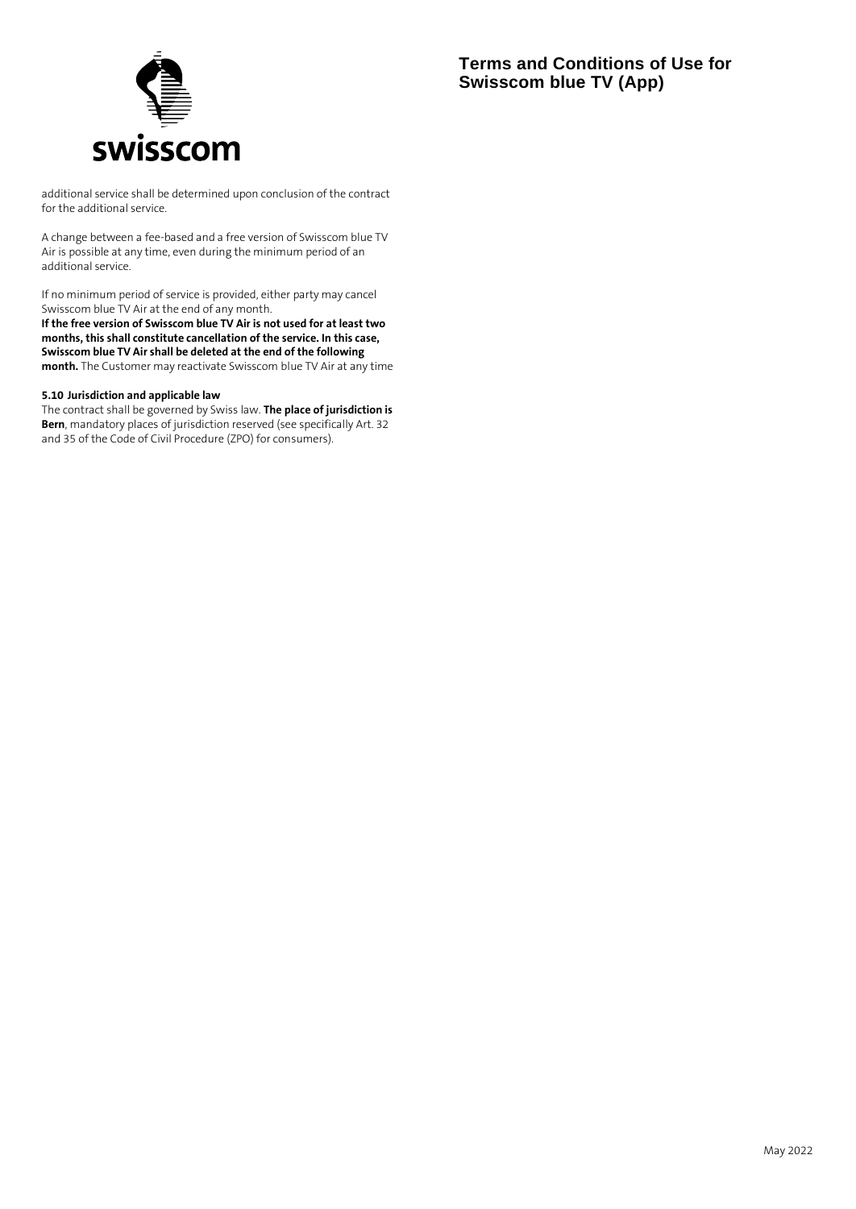additional service shall be determined upon conclusion of the contract for the additional service.

A change between a fee-based and a free version of Swisscom blue TV Air is possible at any time, even during the minimum period of an additional service.

If no minimum period of service is provided, either party may cancel Swisscom blue TV Air at the end of any month.
**If the free version of Swisscom blue TV Air is not used for at least two months, this shall constitute cancellation of the service. In this case, Swisscom blue TV Air shall be deleted at the end of the following month.** The Customer may reactivate Swisscom blue TV Air at any time

**5.10 Jurisdiction and applicable law**

The contract shall be governed by Swiss law. **The place of jurisdiction is Bern**, mandatory places of jurisdiction reserved (see specifically Art. 32 and 35 of the Code of Civil Procedure (ZPO) for consumers).